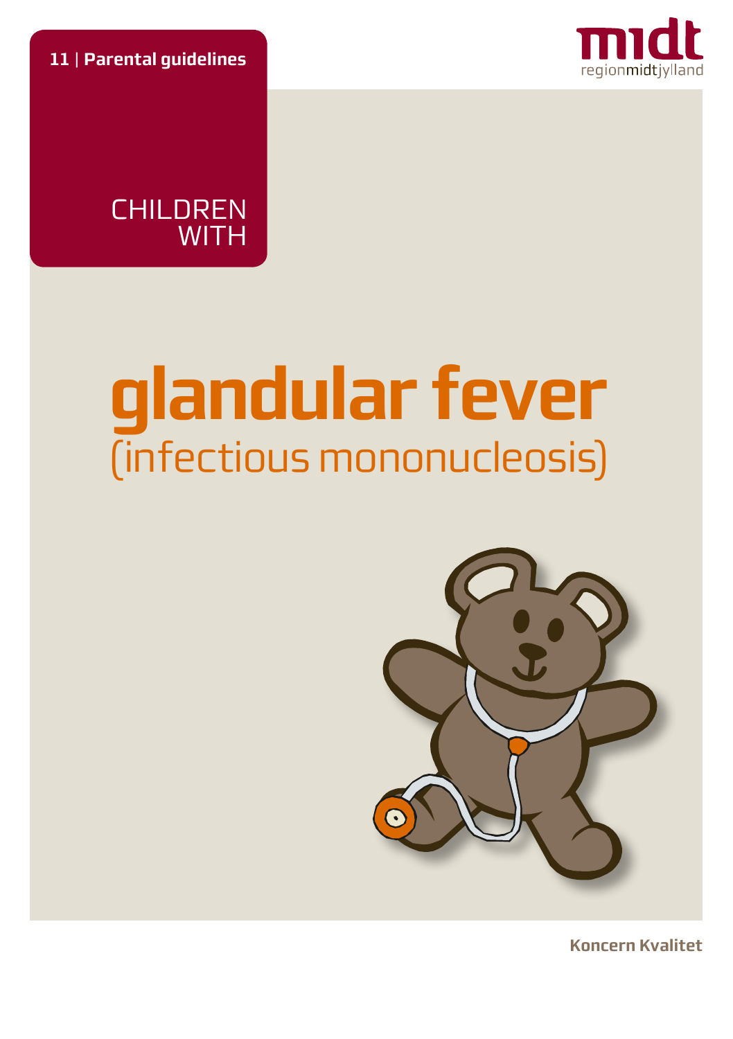11 | Parental guidelines

CHILDREN WITH

# glandular fever
## (infectious mononucleosis)

midt
regionmidtjylland

Koncern Kvalitet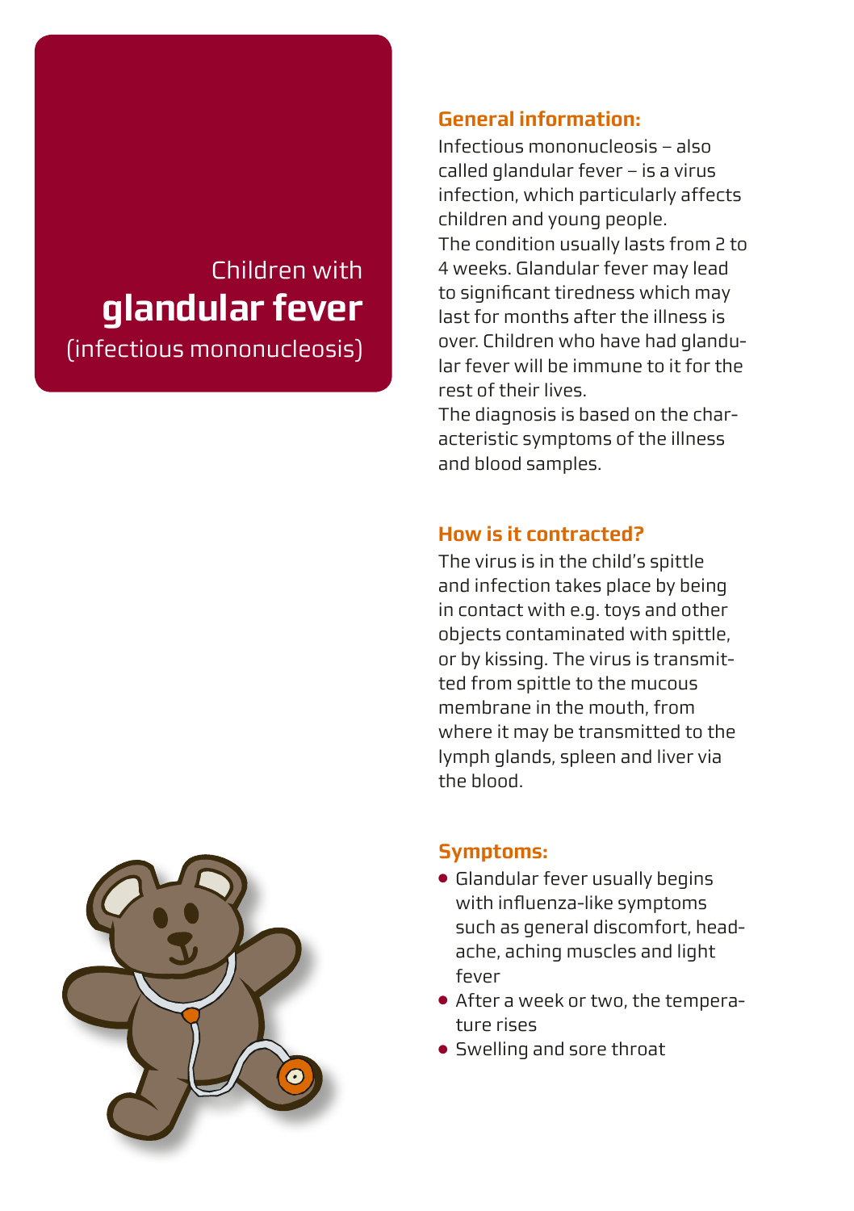# Children with **glandular fever** (infectious mononucleosis)

## General information:

Infectious mononucleosis – also called glandular fever – is a virus infection, which particularly affects children and young people.
The condition usually lasts from 2 to 4 weeks. Glandular fever may lead to significant tiredness which may last for months after the illness is over. Children who have had glandular fever will be immune to it for the rest of their lives.
The diagnosis is based on the characteristic symptoms of the illness and blood samples.

## How is it contracted?

The virus is in the child's spittle and infection takes place by being in contact with e.g. toys and other objects contaminated with spittle, or by kissing. The virus is transmitted from spittle to the mucous membrane in the mouth, from where it may be transmitted to the lymph glands, spleen and liver via the blood.

## Symptoms:

- Glandular fever usually begins with influenza-like symptoms such as general discomfort, headache, aching muscles and light fever
- After a week or two, the temperature rises
- Swelling and sore throat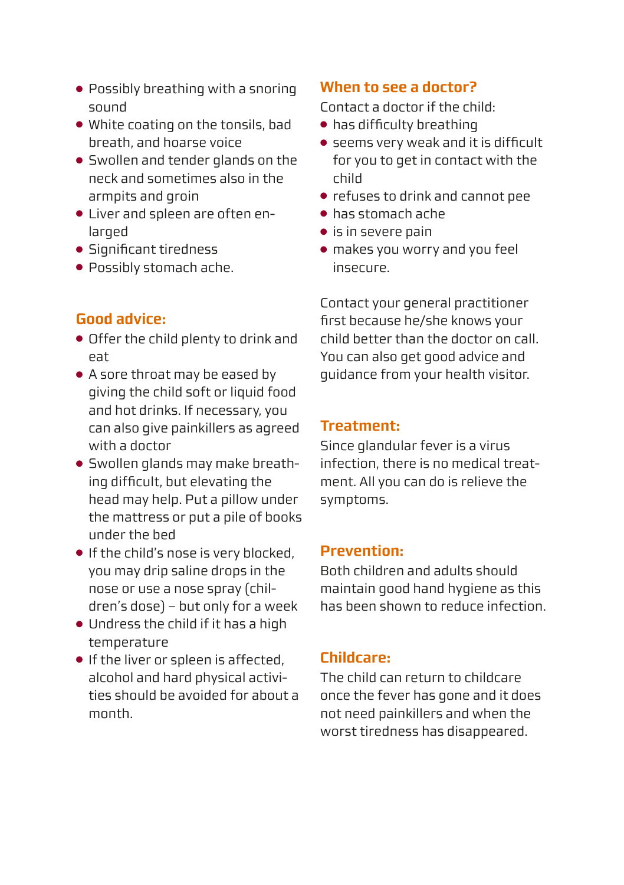- Possibly breathing with a snoring sound
- White coating on the tonsils, bad breath, and hoarse voice
- Swollen and tender glands on the neck and sometimes also in the armpits and groin
- Liver and spleen are often enlarged
- Significant tiredness
- Possibly stomach ache.

## Good advice:

- Offer the child plenty to drink and eat
- A sore throat may be eased by giving the child soft or liquid food and hot drinks. If necessary, you can also give painkillers as agreed with a doctor
- Swollen glands may make breathing difficult, but elevating the head may help. Put a pillow under the mattress or put a pile of books under the bed
- If the child's nose is very blocked, you may drip saline drops in the nose or use a nose spray (children's dose) – but only for a week
- Undress the child if it has a high temperature
- If the liver or spleen is affected, alcohol and hard physical activities should be avoided for about a month.

## When to see a doctor?

Contact a doctor if the child:

- has difficulty breathing
- seems very weak and it is difficult for you to get in contact with the child
- refuses to drink and cannot pee
- has stomach ache
- is in severe pain
- makes you worry and you feel insecure.

Contact your general practitioner first because he/she knows your child better than the doctor on call. You can also get good advice and guidance from your health visitor.

## Treatment:

Since glandular fever is a virus infection, there is no medical treatment. All you can do is relieve the symptoms.

## Prevention:

Both children and adults should maintain good hand hygiene as this has been shown to reduce infection.

## Childcare:

The child can return to childcare once the fever has gone and it does not need painkillers and when the worst tiredness has disappeared.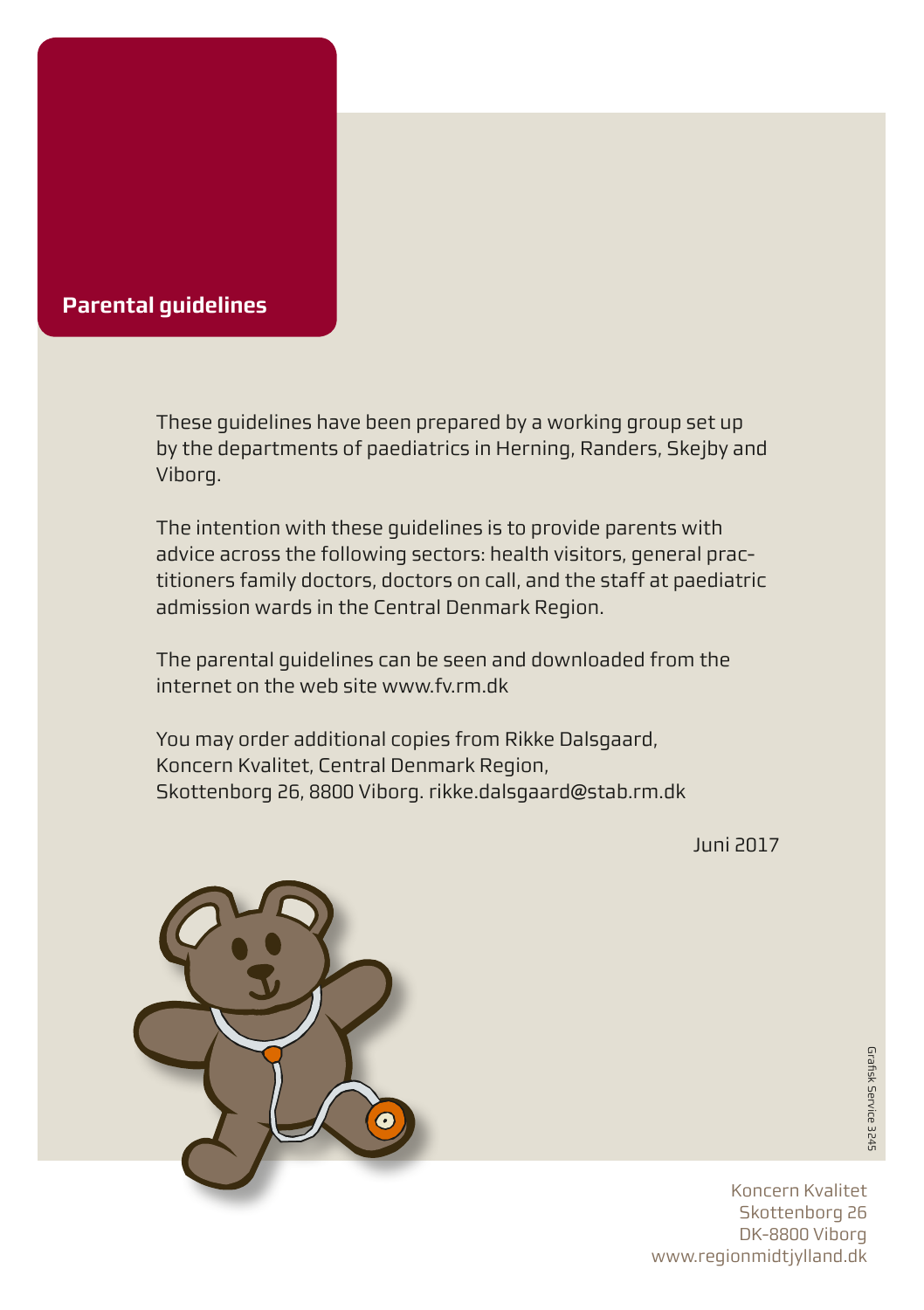## Parental guidelines

These guidelines have been prepared by a working group set up by the departments of paediatrics in Herning, Randers, Skejby and Viborg.

The intention with these guidelines is to provide parents with advice across the following sectors: health visitors, general practitioners family doctors, doctors on call, and the staff at paediatric admission wards in the Central Denmark Region.

The parental guidelines can be seen and downloaded from the internet on the web site www.fv.rm.dk

You may order additional copies from Rikke Dalsgaard, Koncern Kvalitet, Central Denmark Region, Skottenborg 26, 8800 Viborg. rikke.dalsgaard@stab.rm.dk

Juni 2017

Grafisk Service 3245

Koncern Kvalitet
Skottenborg 26
DK-8800 Viborg
www.regionmidtjylland.dk